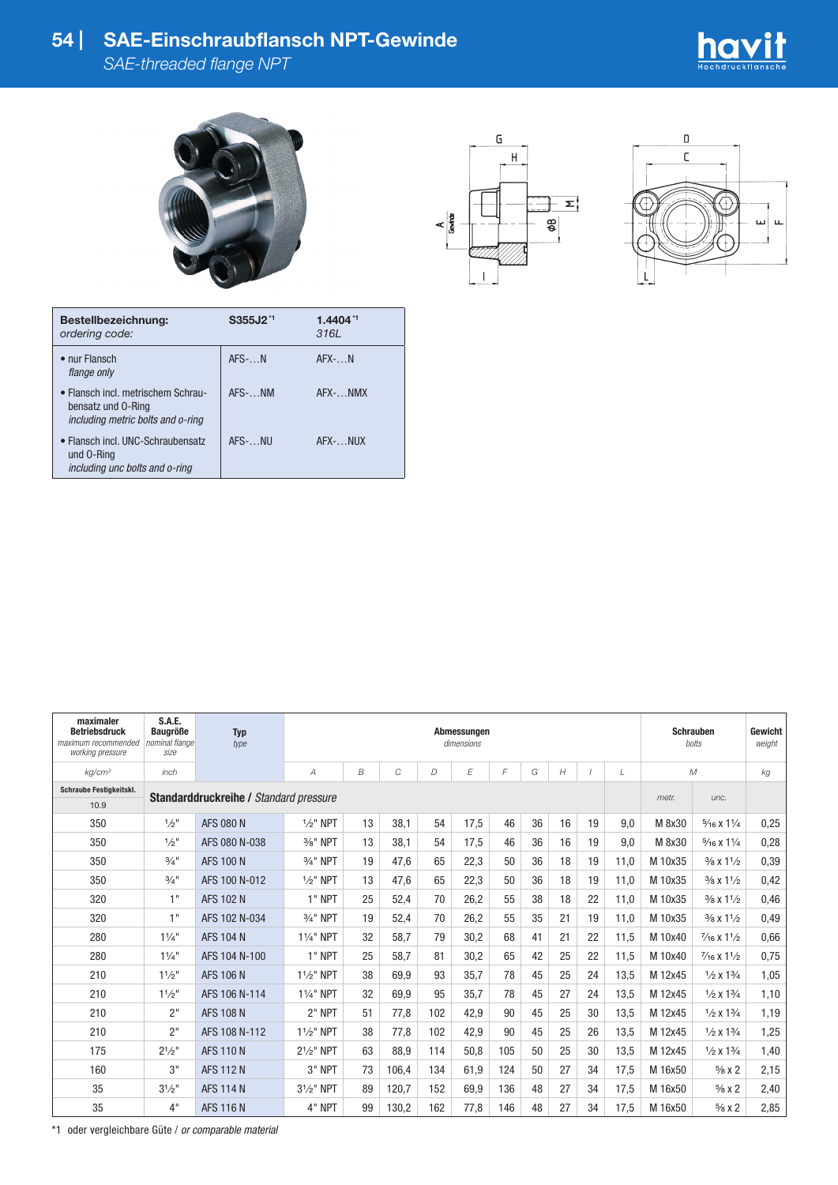# SAE-Einschraubflansch NPT-Gewinde

*SAE-threaded flange NPT*

| **Bestellbezeichnung:** *ordering code:* | **S355J2** [*1] | **1.4404** [*1] *316L* |
|---|---|---|
| • nur Flansch *flange only* | AFS-…N | AFX-…N |
| • Flansch incl. metrischem Schraubensatz und O-Ring *including metric bolts and o-ring* | AFS-…NM | AFX-…NMX |
| • Flansch incl. UNC-Schraubensatz und O-Ring *including unc bolts and o-ring* | AFS-…NU | AFX-…NUX |

| **maximaler Betriebsdruck** *maximum recommended working pressure* | **S.A.E. Baugröße** *nominal flange size* | **Typ** *type* | **Abmessungen** *dimensions* | | | | | | | | | | **Schrauben** *bolts* | | **Gewicht** *weight* |
|---|---|---|---|---|---|---|---|---|---|---|---|---|---|---|---|
| *kg/cm²* | *inch* | | *A* | *B* | *C* | *D* | *E* | *F* | *G* | *H* | *I* | *L* | *M* | | *kg* |
| **Schraube Festigkeitskl.** 10.9 | **Standarddruckreihe /** *Standard pressure* | | | | | | | | | | | | *metr.* | *unc.* | |
| 350 | ½" | AFS 080 N | ½" NPT | 13 | 38,1 | 54 | 17,5 | 46 | 36 | 16 | 19 | 9,0 | M 8x30 | 5/16 x 1¼ | 0,25 |
| 350 | ½" | AFS 080 N-038 | ⅜" NPT | 13 | 38,1 | 54 | 17,5 | 46 | 36 | 16 | 19 | 9,0 | M 8x30 | 5/16 x 1¼ | 0,28 |
| 350 | ¾" | AFS 100 N | ¾" NPT | 19 | 47,6 | 65 | 22,3 | 50 | 36 | 18 | 19 | 11,0 | M 10x35 | ⅜ x 1½ | 0,39 |
| 350 | ¾" | AFS 100 N-012 | ½" NPT | 13 | 47,6 | 65 | 22,3 | 50 | 36 | 18 | 19 | 11,0 | M 10x35 | ⅜ x 1½ | 0,42 |
| 320 | 1" | AFS 102 N | 1" NPT | 25 | 52,4 | 70 | 26,2 | 55 | 38 | 18 | 22 | 11,0 | M 10x35 | ⅜ x 1½ | 0,46 |
| 320 | 1" | AFS 102 N-034 | ¾" NPT | 19 | 52,4 | 70 | 26,2 | 55 | 35 | 21 | 19 | 11,0 | M 10x35 | ⅜ x 1½ | 0,49 |
| 280 | 1¼" | AFS 104 N | 1¼" NPT | 32 | 58,7 | 79 | 30,2 | 68 | 41 | 21 | 22 | 11,5 | M 10x40 | 7/16 x 1½ | 0,66 |
| 280 | 1¼" | AFS 104 N-100 | 1" NPT | 25 | 58,7 | 81 | 30,2 | 65 | 42 | 25 | 22 | 11,5 | M 10x40 | 7/16 x 1½ | 0,75 |
| 210 | 1½" | AFS 106 N | 1½" NPT | 38 | 69,9 | 93 | 35,7 | 78 | 45 | 25 | 24 | 13,5 | M 12x45 | ½ x 1¾ | 1,05 |
| 210 | 1½" | AFS 106 N-114 | 1¼" NPT | 32 | 69,9 | 95 | 35,7 | 78 | 45 | 27 | 24 | 13,5 | M 12x45 | ½ x 1¾ | 1,10 |
| 210 | 2" | AFS 108 N | 2" NPT | 51 | 77,8 | 102 | 42,9 | 90 | 45 | 25 | 30 | 13,5 | M 12x45 | ½ x 1¾ | 1,19 |
| 210 | 2" | AFS 108 N-112 | 1½" NPT | 38 | 77,8 | 102 | 42,9 | 90 | 45 | 25 | 26 | 13,5 | M 12x45 | ½ x 1¾ | 1,25 |
| 175 | 2½" | AFS 110 N | 2½" NPT | 63 | 88,9 | 114 | 50,8 | 105 | 50 | 25 | 30 | 13,5 | M 12x45 | ½ x 1¾ | 1,40 |
| 160 | 3" | AFS 112 N | 3" NPT | 73 | 106,4 | 134 | 61,9 | 124 | 50 | 27 | 34 | 17,5 | M 16x50 | ⅝ x 2 | 2,15 |
| 35 | 3½" | AFS 114 N | 3½" NPT | 89 | 120,7 | 152 | 69,9 | 136 | 48 | 27 | 34 | 17,5 | M 16x50 | ⅝ x 2 | 2,40 |
| 35 | 4" | AFS 116 N | 4" NPT | 99 | 130,2 | 162 | 77,8 | 146 | 48 | 27 | 34 | 17,5 | M 16x50 | ⅝ x 2 | 2,85 |

*1 oder vergleichbare Güte / *or comparable material*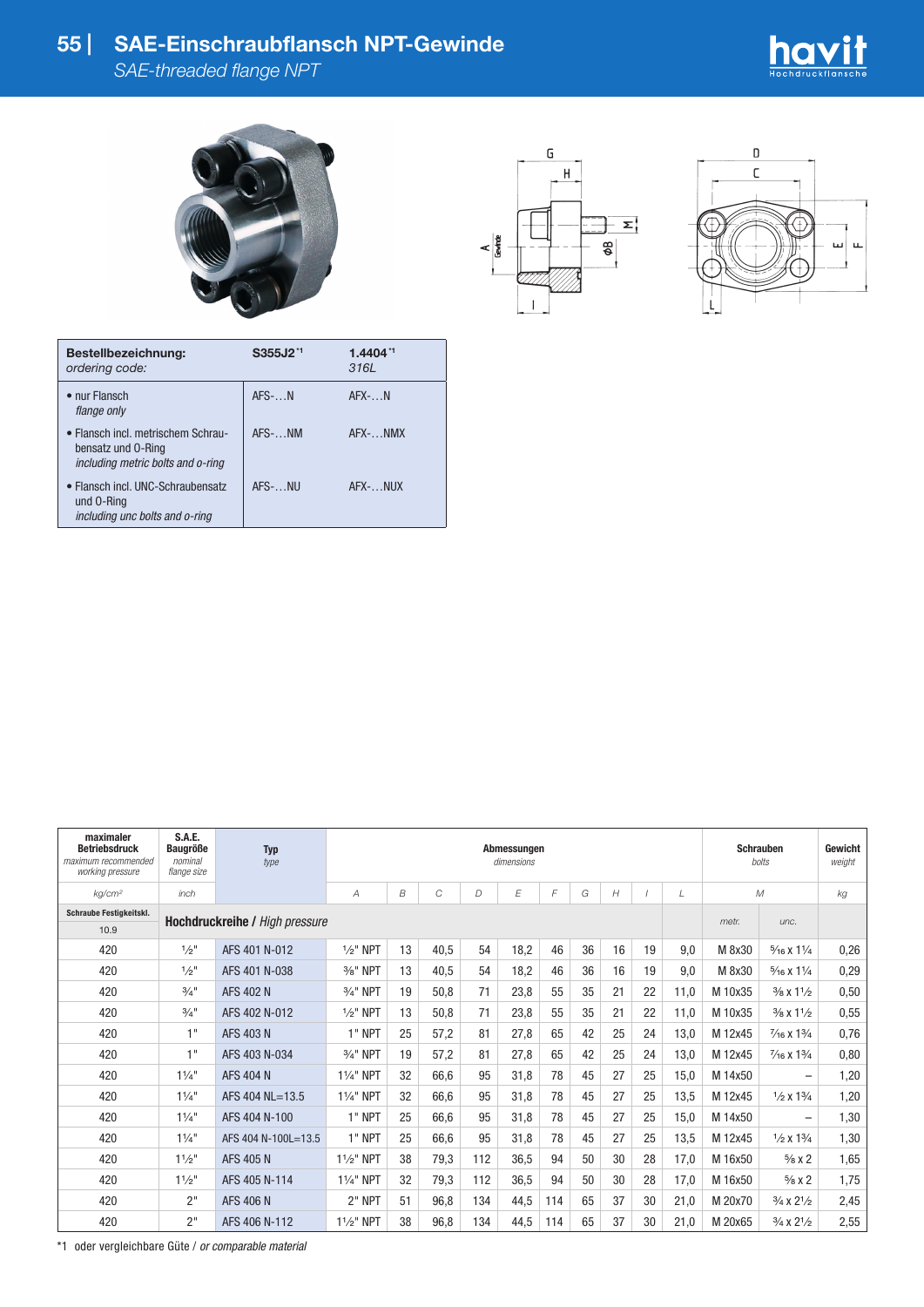# SAE-Einschraubflansch NPT-Gewinde

*SAE-threaded flange NPT*

| **Bestellbezeichnung:** *ordering code:* | **S355J2** [*1] | **1.4404** [*1] *316L* |
|---|---|---|
| • nur Flansch *flange only* | AFS-…N | AFX-…N |
| • Flansch incl. metrischem Schraubensatz und O-Ring *including metric bolts and o-ring* | AFS-…NM | AFX-…NMX |
| • Flansch incl. UNC-Schraubensatz und O-Ring *including unc bolts and o-ring* | AFS-…NU | AFX-…NUX |

| **maximaler Betriebsdruck** *maximum recommended working pressure* | **S.A.E. Baugröße** *nominal flange size* | **Typ** *type* | **Abmessungen** *dimensions* | | | | | | | | | | **Schrauben** *bolts* | | **Gewicht** *weight* |
|---|---|---|---|---|---|---|---|---|---|---|---|---|---|---|---|
| kg/cm² | inch | | A | B | C | D | E | F | G | H | I | L | M | | kg |
| **Schraube Festigkeitskl.** 10.9 | **Hochdruckreihe** / *High pressure* | | | | | | | | | | | | metr. | unc. | |
| 420 | ½" | AFS 401 N-012 | ½" NPT | 13 | 40,5 | 54 | 18,2 | 46 | 36 | 16 | 19 | 9,0 | M 8x30 | 5⁄16 x 1¼ | 0,26 |
| 420 | ½" | AFS 401 N-038 | ⅜" NPT | 13 | 40,5 | 54 | 18,2 | 46 | 36 | 16 | 19 | 9,0 | M 8x30 | 5⁄16 x 1¼ | 0,29 |
| 420 | ¾" | AFS 402 N | ¾" NPT | 19 | 50,8 | 71 | 23,8 | 55 | 35 | 21 | 22 | 11,0 | M 10x35 | ⅜ x 1½ | 0,50 |
| 420 | ¾" | AFS 402 N-012 | ½" NPT | 13 | 50,8 | 71 | 23,8 | 55 | 35 | 21 | 22 | 11,0 | M 10x35 | ⅜ x 1½ | 0,55 |
| 420 | 1" | AFS 403 N | 1" NPT | 25 | 57,2 | 81 | 27,8 | 65 | 42 | 25 | 24 | 13,0 | M 12x45 | 7⁄16 x 1¾ | 0,76 |
| 420 | 1" | AFS 403 N-034 | ¾" NPT | 19 | 57,2 | 81 | 27,8 | 65 | 42 | 25 | 24 | 13,0 | M 12x45 | 7⁄16 x 1¾ | 0,80 |
| 420 | 1¼" | AFS 404 N | 1¼" NPT | 32 | 66,6 | 95 | 31,8 | 78 | 45 | 27 | 25 | 15,0 | M 14x50 | – | 1,20 |
| 420 | 1¼" | AFS 404 NL=13.5 | 1¼" NPT | 32 | 66,6 | 95 | 31,8 | 78 | 45 | 27 | 25 | 13,5 | M 12x45 | ½ x 1¾ | 1,20 |
| 420 | 1¼" | AFS 404 N-100 | 1" NPT | 25 | 66,6 | 95 | 31,8 | 78 | 45 | 27 | 25 | 15,0 | M 14x50 | – | 1,30 |
| 420 | 1¼" | AFS 404 N-100L=13.5 | 1" NPT | 25 | 66,6 | 95 | 31,8 | 78 | 45 | 27 | 25 | 13,5 | M 12x45 | ½ x 1¾ | 1,30 |
| 420 | 1½" | AFS 405 N | 1½" NPT | 38 | 79,3 | 112 | 36,5 | 94 | 50 | 30 | 28 | 17,0 | M 16x50 | ⅝ x 2 | 1,65 |
| 420 | 1½" | AFS 405 N-114 | 1¼" NPT | 32 | 79,3 | 112 | 36,5 | 94 | 50 | 30 | 28 | 17,0 | M 16x50 | ⅝ x 2 | 1,75 |
| 420 | 2" | AFS 406 N | 2" NPT | 51 | 96,8 | 134 | 44,5 | 114 | 65 | 37 | 30 | 21,0 | M 20x70 | ¾ x 2½ | 2,45 |
| 420 | 2" | AFS 406 N-112 | 1½" NPT | 38 | 96,8 | 134 | 44,5 | 114 | 65 | 37 | 30 | 21,0 | M 20x65 | ¾ x 2½ | 2,55 |

*1 oder vergleichbare Güte / *or comparable material*